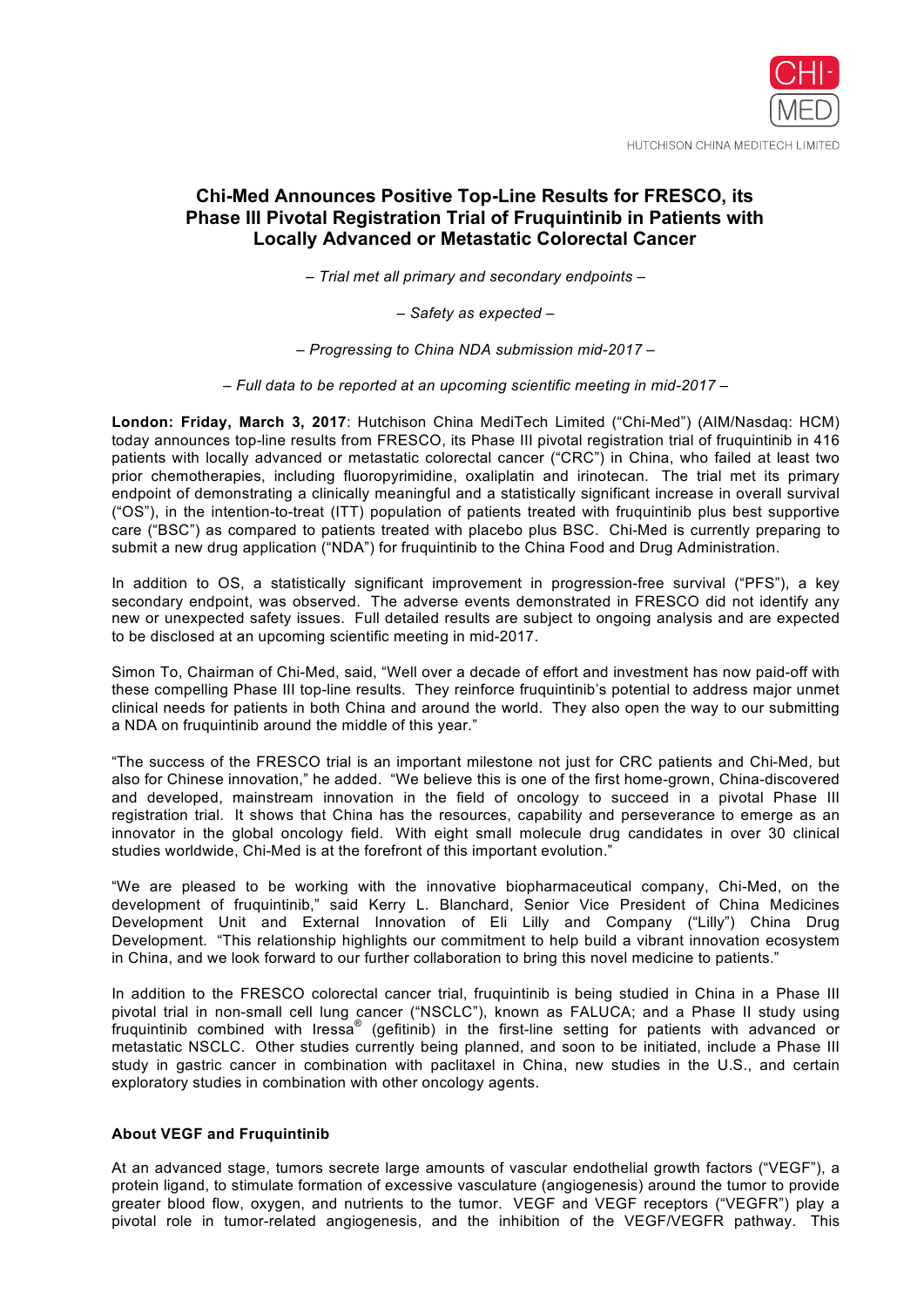CHI-MED

HUTCHISON CHINA MEDITECH LIMITED

# Chi-Med Announces Positive Top-Line Results for FRESCO, its Phase III Pivotal Registration Trial of Fruquintinib in Patients with Locally Advanced or Metastatic Colorectal Cancer

*– Trial met all primary and secondary endpoints –*

*– Safety as expected –*

*– Progressing to China NDA submission mid-2017 –*

*– Full data to be reported at an upcoming scientific meeting in mid-2017 –*

**London: Friday, March 3, 2017**: Hutchison China MediTech Limited ("Chi-Med") (AIM/Nasdaq: HCM) today announces top-line results from FRESCO, its Phase III pivotal registration trial of fruquintinib in 416 patients with locally advanced or metastatic colorectal cancer ("CRC") in China, who failed at least two prior chemotherapies, including fluoropyrimidine, oxaliplatin and irinotecan. The trial met its primary endpoint of demonstrating a clinically meaningful and a statistically significant increase in overall survival ("OS"), in the intention-to-treat (ITT) population of patients treated with fruquintinib plus best supportive care ("BSC") as compared to patients treated with placebo plus BSC. Chi-Med is currently preparing to submit a new drug application ("NDA") for fruquintinib to the China Food and Drug Administration.

In addition to OS, a statistically significant improvement in progression-free survival ("PFS"), a key secondary endpoint, was observed. The adverse events demonstrated in FRESCO did not identify any new or unexpected safety issues. Full detailed results are subject to ongoing analysis and are expected to be disclosed at an upcoming scientific meeting in mid-2017.

Simon To, Chairman of Chi-Med, said, "Well over a decade of effort and investment has now paid-off with these compelling Phase III top-line results. They reinforce fruquintinib's potential to address major unmet clinical needs for patients in both China and around the world. They also open the way to our submitting a NDA on fruquintinib around the middle of this year."

"The success of the FRESCO trial is an important milestone not just for CRC patients and Chi-Med, but also for Chinese innovation," he added. "We believe this is one of the first home-grown, China-discovered and developed, mainstream innovation in the field of oncology to succeed in a pivotal Phase III registration trial. It shows that China has the resources, capability and perseverance to emerge as an innovator in the global oncology field. With eight small molecule drug candidates in over 30 clinical studies worldwide, Chi-Med is at the forefront of this important evolution."

"We are pleased to be working with the innovative biopharmaceutical company, Chi-Med, on the development of fruquintinib," said Kerry L. Blanchard, Senior Vice President of China Medicines Development Unit and External Innovation of Eli Lilly and Company ("Lilly") China Drug Development. "This relationship highlights our commitment to help build a vibrant innovation ecosystem in China, and we look forward to our further collaboration to bring this novel medicine to patients."

In addition to the FRESCO colorectal cancer trial, fruquintinib is being studied in China in a Phase III pivotal trial in non-small cell lung cancer ("NSCLC"), known as FALUCA; and a Phase II study using fruquintinib combined with Iressa® (gefitinib) in the first-line setting for patients with advanced or metastatic NSCLC. Other studies currently being planned, and soon to be initiated, include a Phase III study in gastric cancer in combination with paclitaxel in China, new studies in the U.S., and certain exploratory studies in combination with other oncology agents.

### About VEGF and Fruquintinib

At an advanced stage, tumors secrete large amounts of vascular endothelial growth factors ("VEGF"), a protein ligand, to stimulate formation of excessive vasculature (angiogenesis) around the tumor to provide greater blood flow, oxygen, and nutrients to the tumor. VEGF and VEGF receptors ("VEGFR") play a pivotal role in tumor-related angiogenesis, and the inhibition of the VEGF/VEGFR pathway. This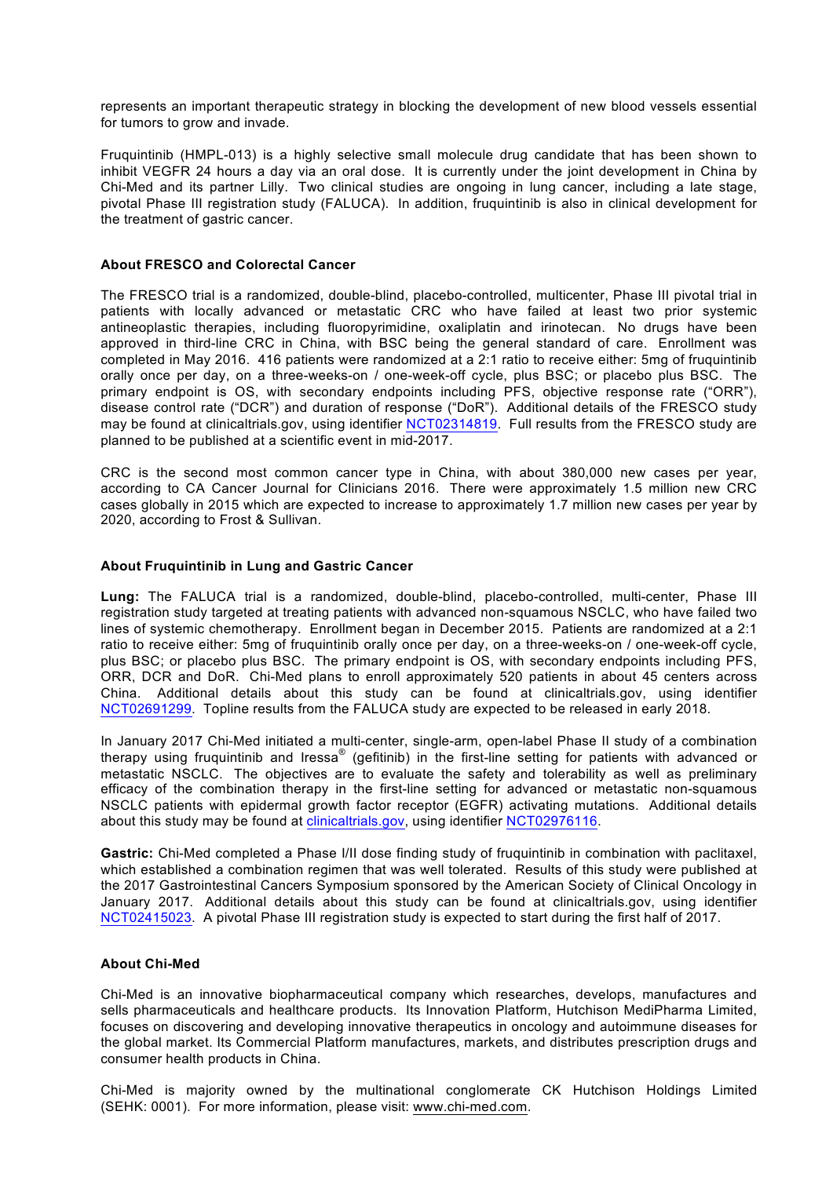represents an important therapeutic strategy in blocking the development of new blood vessels essential for tumors to grow and invade.

Fruquintinib (HMPL-013) is a highly selective small molecule drug candidate that has been shown to inhibit VEGFR 24 hours a day via an oral dose. It is currently under the joint development in China by Chi-Med and its partner Lilly. Two clinical studies are ongoing in lung cancer, including a late stage, pivotal Phase III registration study (FALUCA). In addition, fruquintinib is also in clinical development for the treatment of gastric cancer.

**About FRESCO and Colorectal Cancer**

The FRESCO trial is a randomized, double-blind, placebo-controlled, multicenter, Phase III pivotal trial in patients with locally advanced or metastatic CRC who have failed at least two prior systemic antineoplastic therapies, including fluoropyrimidine, oxaliplatin and irinotecan. No drugs have been approved in third-line CRC in China, with BSC being the general standard of care. Enrollment was completed in May 2016. 416 patients were randomized at a 2:1 ratio to receive either: 5mg of fruquintinib orally once per day, on a three-weeks-on / one-week-off cycle, plus BSC; or placebo plus BSC. The primary endpoint is OS, with secondary endpoints including PFS, objective response rate ("ORR"), disease control rate ("DCR") and duration of response ("DoR"). Additional details of the FRESCO study may be found at clinicaltrials.gov, using identifier NCT02314819. Full results from the FRESCO study are planned to be published at a scientific event in mid-2017.

CRC is the second most common cancer type in China, with about 380,000 new cases per year, according to CA Cancer Journal for Clinicians 2016. There were approximately 1.5 million new CRC cases globally in 2015 which are expected to increase to approximately 1.7 million new cases per year by 2020, according to Frost & Sullivan.

**About Fruquintinib in Lung and Gastric Cancer**

**Lung:** The FALUCA trial is a randomized, double-blind, placebo-controlled, multi-center, Phase III registration study targeted at treating patients with advanced non-squamous NSCLC, who have failed two lines of systemic chemotherapy. Enrollment began in December 2015. Patients are randomized at a 2:1 ratio to receive either: 5mg of fruquintinib orally once per day, on a three-weeks-on / one-week-off cycle, plus BSC; or placebo plus BSC. The primary endpoint is OS, with secondary endpoints including PFS, ORR, DCR and DoR. Chi-Med plans to enroll approximately 520 patients in about 45 centers across China. Additional details about this study can be found at clinicaltrials.gov, using identifier NCT02691299. Topline results from the FALUCA study are expected to be released in early 2018.

In January 2017 Chi-Med initiated a multi-center, single-arm, open-label Phase II study of a combination therapy using fruquintinib and Iressa® (gefitinib) in the first-line setting for patients with advanced or metastatic NSCLC. The objectives are to evaluate the safety and tolerability as well as preliminary efficacy of the combination therapy in the first-line setting for advanced or metastatic non-squamous NSCLC patients with epidermal growth factor receptor (EGFR) activating mutations. Additional details about this study may be found at clinicaltrials.gov, using identifier NCT02976116.

**Gastric:** Chi-Med completed a Phase I/II dose finding study of fruquintinib in combination with paclitaxel, which established a combination regimen that was well tolerated. Results of this study were published at the 2017 Gastrointestinal Cancers Symposium sponsored by the American Society of Clinical Oncology in January 2017. Additional details about this study can be found at clinicaltrials.gov, using identifier NCT02415023. A pivotal Phase III registration study is expected to start during the first half of 2017.

**About Chi-Med**

Chi-Med is an innovative biopharmaceutical company which researches, develops, manufactures and sells pharmaceuticals and healthcare products. Its Innovation Platform, Hutchison MediPharma Limited, focuses on discovering and developing innovative therapeutics in oncology and autoimmune diseases for the global market. Its Commercial Platform manufactures, markets, and distributes prescription drugs and consumer health products in China.

Chi-Med is majority owned by the multinational conglomerate CK Hutchison Holdings Limited (SEHK: 0001). For more information, please visit: www.chi-med.com.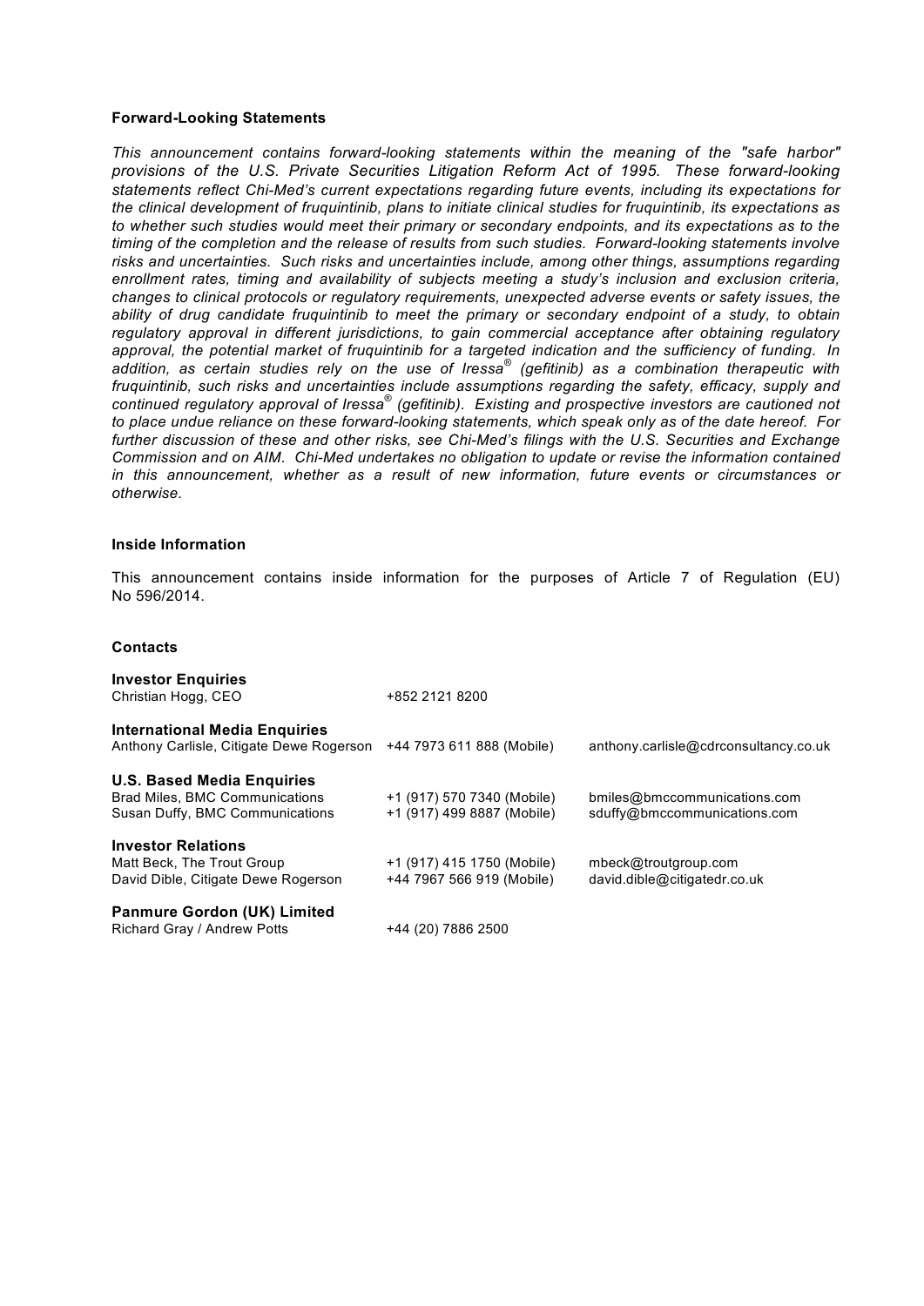**Forward-Looking Statements**

*This announcement contains forward-looking statements within the meaning of the "safe harbor" provisions of the U.S. Private Securities Litigation Reform Act of 1995. These forward-looking statements reflect Chi-Med's current expectations regarding future events, including its expectations for the clinical development of fruquintinib, plans to initiate clinical studies for fruquintinib, its expectations as to whether such studies would meet their primary or secondary endpoints, and its expectations as to the timing of the completion and the release of results from such studies. Forward-looking statements involve risks and uncertainties. Such risks and uncertainties include, among other things, assumptions regarding enrollment rates, timing and availability of subjects meeting a study's inclusion and exclusion criteria, changes to clinical protocols or regulatory requirements, unexpected adverse events or safety issues, the ability of drug candidate fruquintinib to meet the primary or secondary endpoint of a study, to obtain regulatory approval in different jurisdictions, to gain commercial acceptance after obtaining regulatory approval, the potential market of fruquintinib for a targeted indication and the sufficiency of funding. In addition, as certain studies rely on the use of Iressa® (gefitinib) as a combination therapeutic with fruquintinib, such risks and uncertainties include assumptions regarding the safety, efficacy, supply and continued regulatory approval of Iressa® (gefitinib). Existing and prospective investors are cautioned not to place undue reliance on these forward-looking statements, which speak only as of the date hereof. For further discussion of these and other risks, see Chi-Med's filings with the U.S. Securities and Exchange Commission and on AIM. Chi-Med undertakes no obligation to update or revise the information contained in this announcement, whether as a result of new information, future events or circumstances or otherwise.*

**Inside Information**

This announcement contains inside information for the purposes of Article 7 of Regulation (EU) No 596/2014.

**Contacts**

| | | |
|---|---|---|
| **Investor Enquiries** | | |
| Christian Hogg, CEO | +852 2121 8200 | |
| **International Media Enquiries** | | |
| Anthony Carlisle, Citigate Dewe Rogerson | +44 7973 611 888 (Mobile) | anthony.carlisle@cdrconsultancy.co.uk |
| **U.S. Based Media Enquiries** | | |
| Brad Miles, BMC Communications | +1 (917) 570 7340 (Mobile) | bmiles@bmccommunications.com |
| Susan Duffy, BMC Communications | +1 (917) 499 8887 (Mobile) | sduffy@bmccommunications.com |
| **Investor Relations** | | |
| Matt Beck, The Trout Group | +1 (917) 415 1750 (Mobile) | mbeck@troutgroup.com |
| David Dible, Citigate Dewe Rogerson | +44 7967 566 919 (Mobile) | david.dible@citigatedr.co.uk |
| **Panmure Gordon (UK) Limited** | | |
| Richard Gray / Andrew Potts | +44 (20) 7886 2500 | |